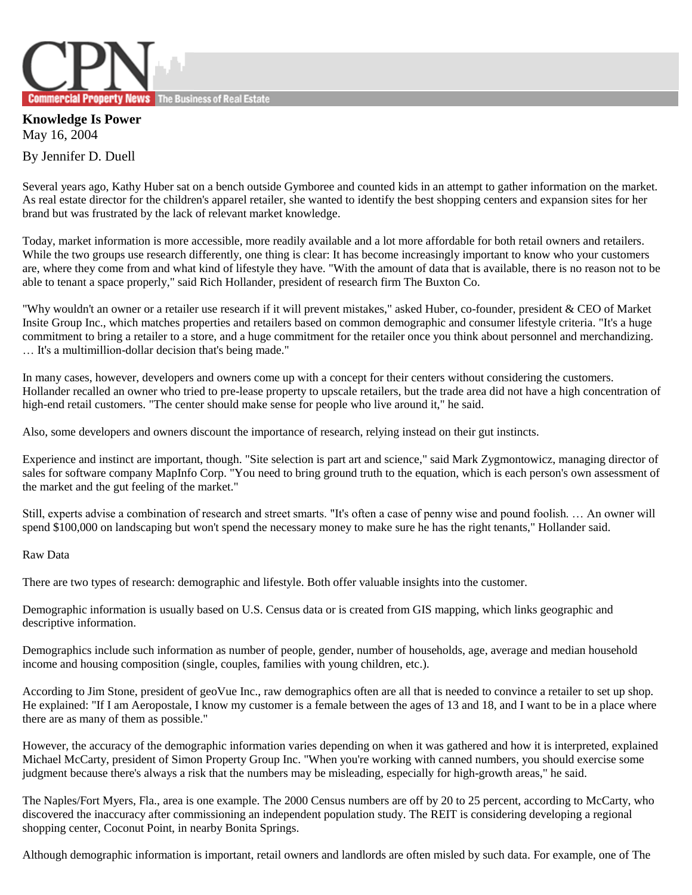# Knowledge Is Power

May 16, 2004

By Jennifer D. Duell

Several years ago, Kathy Huber sat on a bench outside Gymboree and counted kids in an attempt to gather information on the market. As real estate director for the children's apparel retailer, she wanted to identify the best shopping centers and expansion sites for her brand but was frustrated by the lack of relevant market knowledge.

Today, market information is more accessible, more readily available and a lot more affordable for both retail owners and retailers. While the two groups use research differently, one thing is clear: It has become increasingly important to know who your customers are, where they come from and what kind of lifestyle they have. "With the amount of data that is available, there is no reason not to be able to tenant a space properly," said Rich Hollander, president of research firm The Buxton Co.

"Why wouldn't an owner or a retailer use research if it will prevent mistakes," asked Huber, co-founder, president & CEO of Market Insite Group Inc., which matches properties and retailers based on common demographic and consumer lifestyle criteria. "It's a huge commitment to bring a retailer to a store, and a huge commitment for the retailer once you think about personnel and merchandizing. … It's a multimillion-dollar decision that's being made."

In many cases, however, developers and owners come up with a concept for their centers without considering the customers. Hollander recalled an owner who tried to pre-lease property to upscale retailers, but the trade area did not have a high concentration of high-end retail customers. "The center should make sense for people who live around it," he said.

Also, some developers and owners discount the importance of research, relying instead on their gut instincts.

Experience and instinct are important, though. "Site selection is part art and science," said Mark Zygmontowicz, managing director of sales for software company MapInfo Corp. "You need to bring ground truth to the equation, which is each person's own assessment of the market and the gut feeling of the market."

Still, experts advise a combination of research and street smarts. "It's often a case of penny wise and pound foolish. … An owner will spend $100,000 on landscaping but won't spend the necessary money to make sure he has the right tenants," Hollander said.

Raw Data

There are two types of research: demographic and lifestyle. Both offer valuable insights into the customer.

Demographic information is usually based on U.S. Census data or is created from GIS mapping, which links geographic and descriptive information.

Demographics include such information as number of people, gender, number of households, age, average and median household income and housing composition (single, couples, families with young children, etc.).

According to Jim Stone, president of geoVue Inc., raw demographics often are all that is needed to convince a retailer to set up shop. He explained: "If I am Aeropostale, I know my customer is a female between the ages of 13 and 18, and I want to be in a place where there are as many of them as possible."

However, the accuracy of the demographic information varies depending on when it was gathered and how it is interpreted, explained Michael McCarty, president of Simon Property Group Inc. "When you're working with canned numbers, you should exercise some judgment because there's always a risk that the numbers may be misleading, especially for high-growth areas," he said.

The Naples/Fort Myers, Fla., area is one example. The 2000 Census numbers are off by 20 to 25 percent, according to McCarty, who discovered the inaccuracy after commissioning an independent population study. The REIT is considering developing a regional shopping center, Coconut Point, in nearby Bonita Springs.

Although demographic information is important, retail owners and landlords are often misled by such data. For example, one of The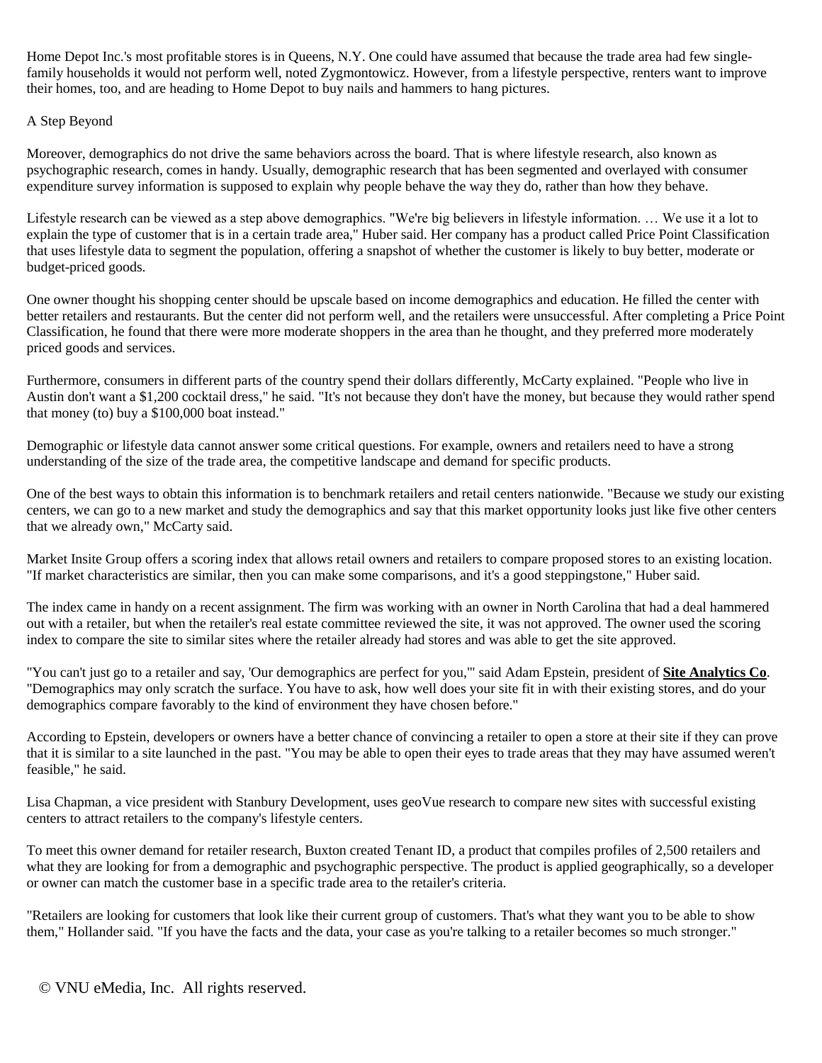Home Depot Inc.'s most profitable stores is in Queens, N.Y. One could have assumed that because the trade area had few single-family households it would not perform well, noted Zygmontowicz. However, from a lifestyle perspective, renters want to improve their homes, too, and are heading to Home Depot to buy nails and hammers to hang pictures.

A Step Beyond

Moreover, demographics do not drive the same behaviors across the board. That is where lifestyle research, also known as psychographic research, comes in handy. Usually, demographic research that has been segmented and overlayed with consumer expenditure survey information is supposed to explain why people behave the way they do, rather than how they behave.

Lifestyle research can be viewed as a step above demographics. "We're big believers in lifestyle information. … We use it a lot to explain the type of customer that is in a certain trade area," Huber said. Her company has a product called Price Point Classification that uses lifestyle data to segment the population, offering a snapshot of whether the customer is likely to buy better, moderate or budget-priced goods.

One owner thought his shopping center should be upscale based on income demographics and education. He filled the center with better retailers and restaurants. But the center did not perform well, and the retailers were unsuccessful. After completing a Price Point Classification, he found that there were more moderate shoppers in the area than he thought, and they preferred more moderately priced goods and services.

Furthermore, consumers in different parts of the country spend their dollars differently, McCarty explained. "People who live in Austin don't want a $1,200 cocktail dress," he said. "It's not because they don't have the money, but because they would rather spend that money (to) buy a $100,000 boat instead."

Demographic or lifestyle data cannot answer some critical questions. For example, owners and retailers need to have a strong understanding of the size of the trade area, the competitive landscape and demand for specific products.

One of the best ways to obtain this information is to benchmark retailers and retail centers nationwide. "Because we study our existing centers, we can go to a new market and study the demographics and say that this market opportunity looks just like five other centers that we already own," McCarty said.

Market Insite Group offers a scoring index that allows retail owners and retailers to compare proposed stores to an existing location. "If market characteristics are similar, then you can make some comparisons, and it's a good steppingstone," Huber said.

The index came in handy on a recent assignment. The firm was working with an owner in North Carolina that had a deal hammered out with a retailer, but when the retailer's real estate committee reviewed the site, it was not approved. The owner used the scoring index to compare the site to similar sites where the retailer already had stores and was able to get the site approved.

"You can't just go to a retailer and say, 'Our demographics are perfect for you,'" said Adam Epstein, president of **Site Analytics Co**. "Demographics may only scratch the surface. You have to ask, how well does your site fit in with their existing stores, and do your demographics compare favorably to the kind of environment they have chosen before."

According to Epstein, developers or owners have a better chance of convincing a retailer to open a store at their site if they can prove that it is similar to a site launched in the past. "You may be able to open their eyes to trade areas that they may have assumed weren't feasible," he said.

Lisa Chapman, a vice president with Stanbury Development, uses geoVue research to compare new sites with successful existing centers to attract retailers to the company's lifestyle centers.

To meet this owner demand for retailer research, Buxton created Tenant ID, a product that compiles profiles of 2,500 retailers and what they are looking for from a demographic and psychographic perspective. The product is applied geographically, so a developer or owner can match the customer base in a specific trade area to the retailer's criteria.

"Retailers are looking for customers that look like their current group of customers. That's what they want you to be able to show them," Hollander said. "If you have the facts and the data, your case as you're talking to a retailer becomes so much stronger."

© VNU eMedia, Inc. All rights reserved.